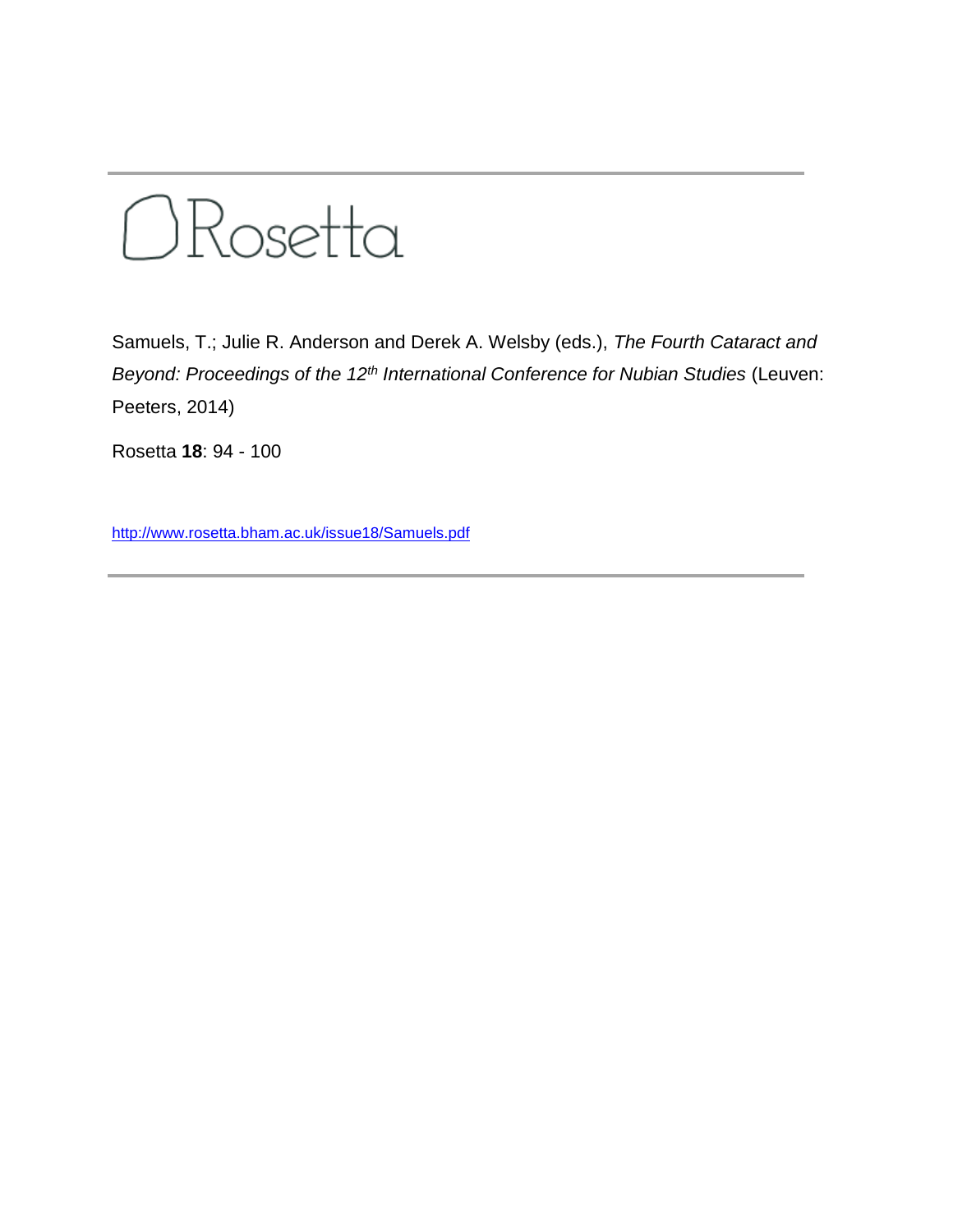# Rosetta

Samuels, T.; Julie R. Anderson and Derek A. Welsby (eds.), *The Fourth Cataract and Beyond: Proceedings of the 12th International Conference for Nubian Studies* (Leuven: Peeters, 2014)

Rosetta **18**: 94 - 100

http://www.rosetta.bham.ac.uk/issue18/Samuels.pdf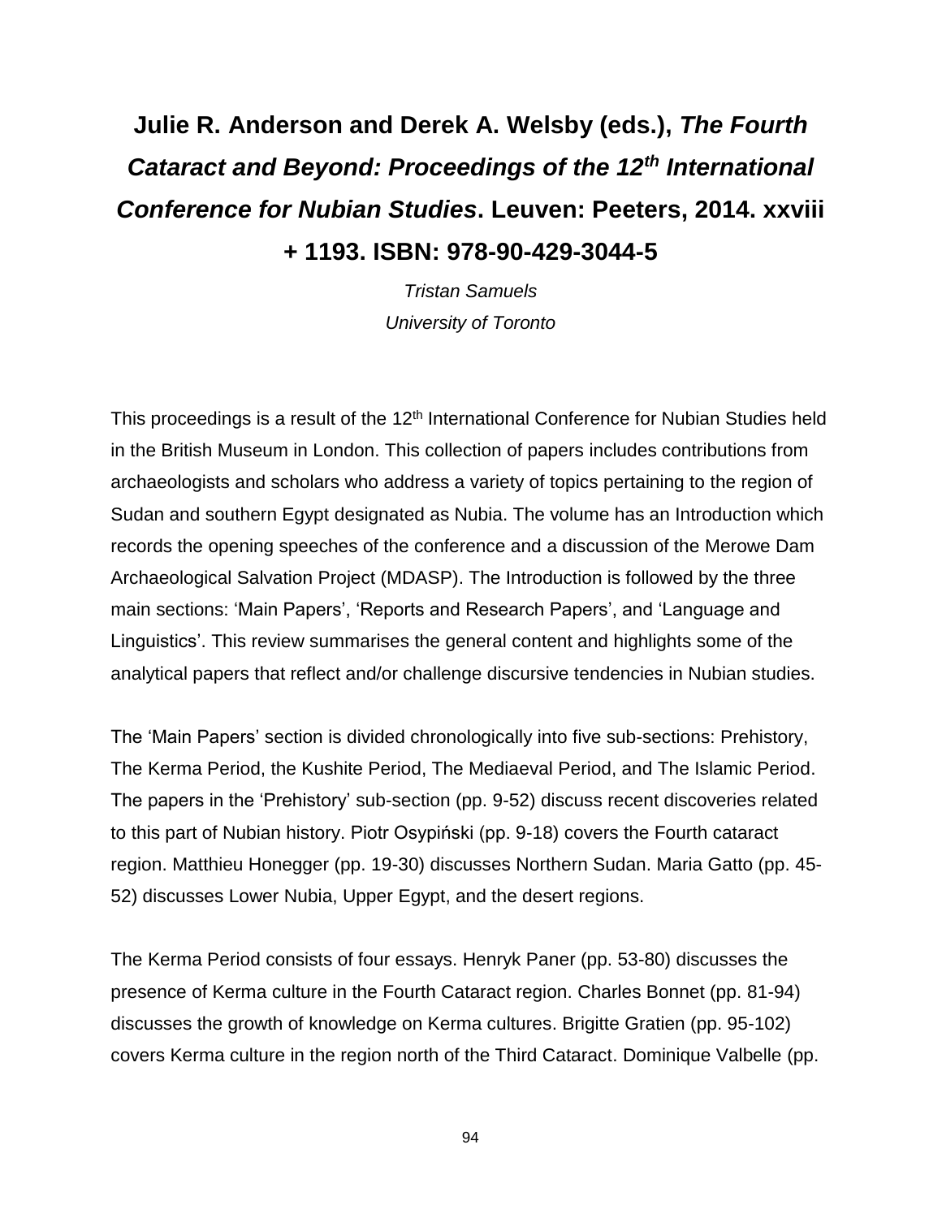# Julie R. Anderson and Derek A. Welsby (eds.), *The Fourth Cataract and Beyond: Proceedings of the 12th International Conference for Nubian Studies*. Leuven: Peeters, 2014. xxviii + 1193. ISBN: 978-90-429-3044-5

*Tristan Samuels*
*University of Toronto*

This proceedings is a result of the 12th International Conference for Nubian Studies held in the British Museum in London. This collection of papers includes contributions from archaeologists and scholars who address a variety of topics pertaining to the region of Sudan and southern Egypt designated as Nubia. The volume has an Introduction which records the opening speeches of the conference and a discussion of the Merowe Dam Archaeological Salvation Project (MDASP). The Introduction is followed by the three main sections: 'Main Papers', 'Reports and Research Papers', and 'Language and Linguistics'. This review summarises the general content and highlights some of the analytical papers that reflect and/or challenge discursive tendencies in Nubian studies.

The 'Main Papers' section is divided chronologically into five sub-sections: Prehistory, The Kerma Period, the Kushite Period, The Mediaeval Period, and The Islamic Period. The papers in the 'Prehistory' sub-section (pp. 9-52) discuss recent discoveries related to this part of Nubian history. Piotr Osypiński (pp. 9-18) covers the Fourth cataract region. Matthieu Honegger (pp. 19-30) discusses Northern Sudan. Maria Gatto (pp. 45-52) discusses Lower Nubia, Upper Egypt, and the desert regions.

The Kerma Period consists of four essays. Henryk Paner (pp. 53-80) discusses the presence of Kerma culture in the Fourth Cataract region. Charles Bonnet (pp. 81-94) discusses the growth of knowledge on Kerma cultures. Brigitte Gratien (pp. 95-102) covers Kerma culture in the region north of the Third Cataract. Dominique Valbelle (pp.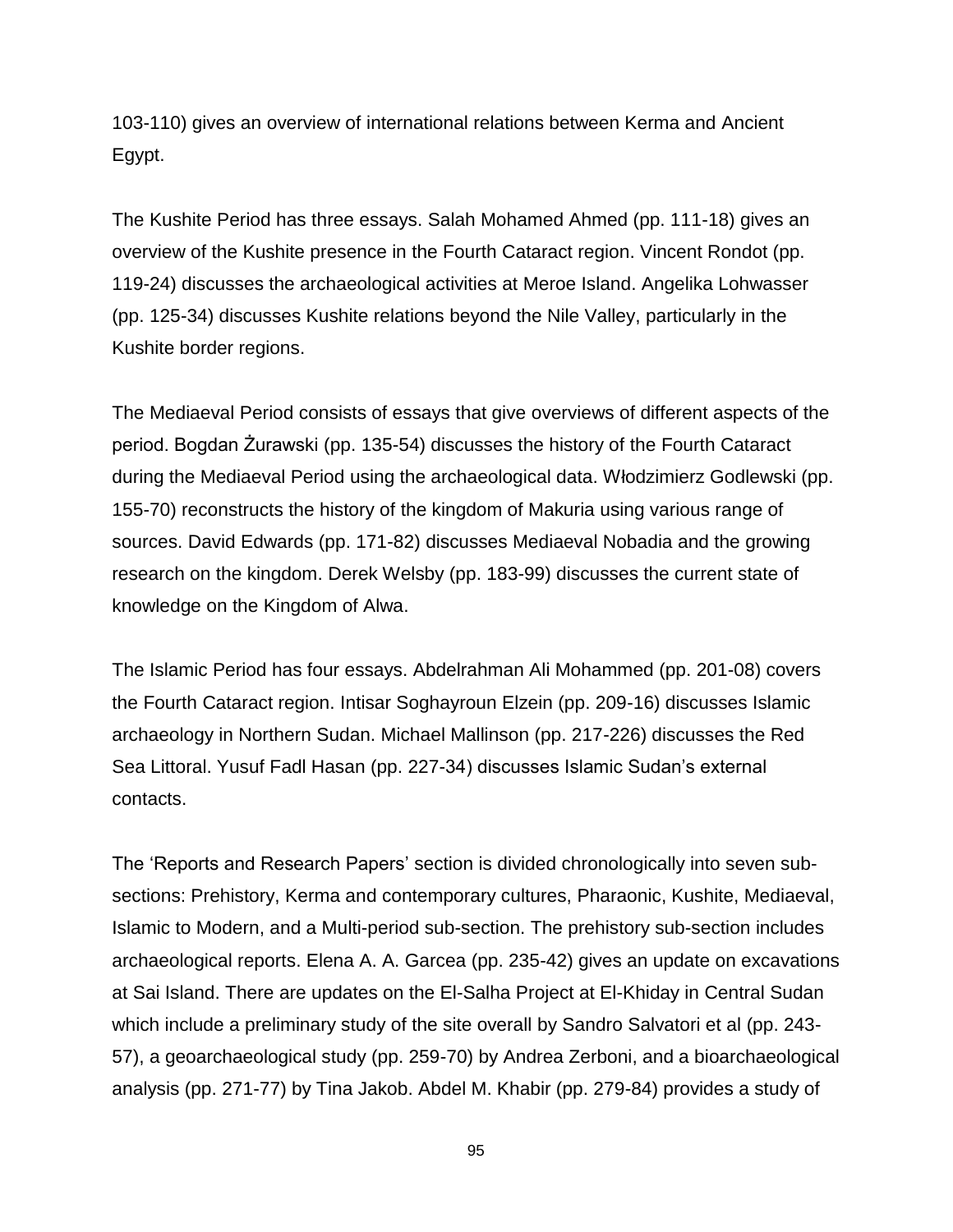103-110) gives an overview of international relations between Kerma and Ancient Egypt.

The Kushite Period has three essays. Salah Mohamed Ahmed (pp. 111-18) gives an overview of the Kushite presence in the Fourth Cataract region. Vincent Rondot (pp. 119-24) discusses the archaeological activities at Meroe Island. Angelika Lohwasser (pp. 125-34) discusses Kushite relations beyond the Nile Valley, particularly in the Kushite border regions.

The Mediaeval Period consists of essays that give overviews of different aspects of the period. Bogdan Żurawski (pp. 135-54) discusses the history of the Fourth Cataract during the Mediaeval Period using the archaeological data. Włodzimierz Godlewski (pp. 155-70) reconstructs the history of the kingdom of Makuria using various range of sources. David Edwards (pp. 171-82) discusses Mediaeval Nobadia and the growing research on the kingdom. Derek Welsby (pp. 183-99) discusses the current state of knowledge on the Kingdom of Alwa.

The Islamic Period has four essays. Abdelrahman Ali Mohammed (pp. 201-08) covers the Fourth Cataract region. Intisar Soghayroun Elzein (pp. 209-16) discusses Islamic archaeology in Northern Sudan. Michael Mallinson (pp. 217-226) discusses the Red Sea Littoral. Yusuf Fadl Hasan (pp. 227-34) discusses Islamic Sudan's external contacts.

The 'Reports and Research Papers' section is divided chronologically into seven sub-sections: Prehistory, Kerma and contemporary cultures, Pharaonic, Kushite, Mediaeval, Islamic to Modern, and a Multi-period sub-section. The prehistory sub-section includes archaeological reports. Elena A. A. Garcea (pp. 235-42) gives an update on excavations at Sai Island. There are updates on the El-Salha Project at El-Khiday in Central Sudan which include a preliminary study of the site overall by Sandro Salvatori et al (pp. 243-57), a geoarchaeological study (pp. 259-70) by Andrea Zerboni, and a bioarchaeological analysis (pp. 271-77) by Tina Jakob. Abdel M. Khabir (pp. 279-84) provides a study of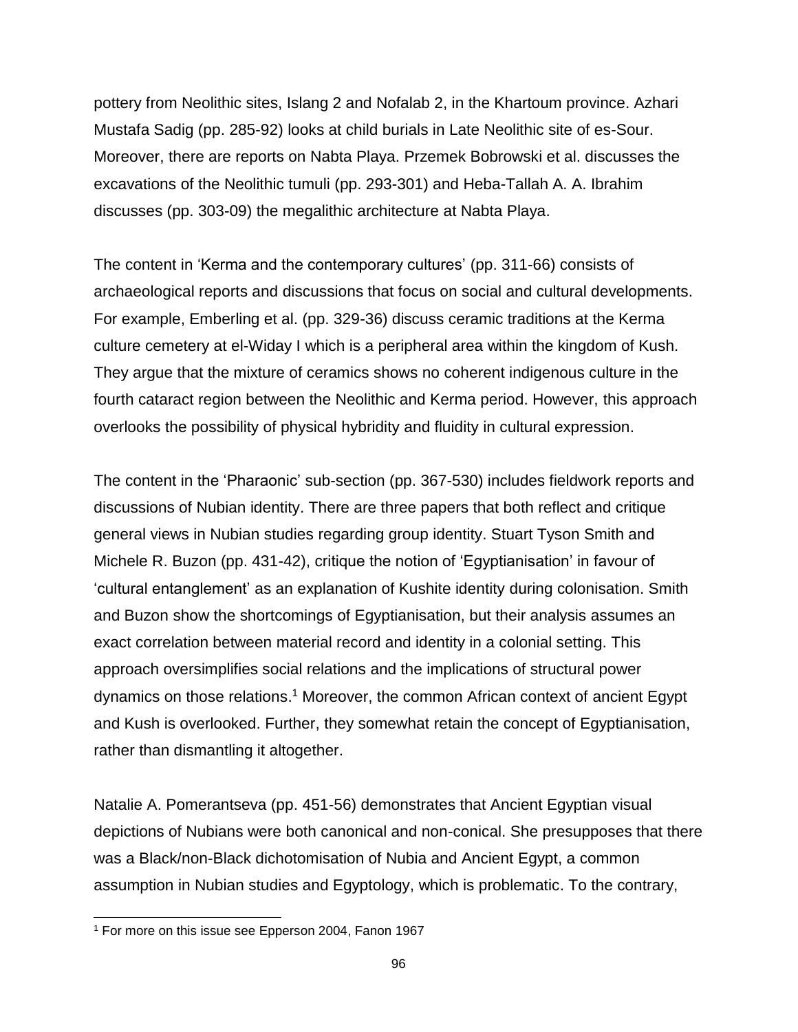pottery from Neolithic sites, Islang 2 and Nofalab 2, in the Khartoum province. Azhari Mustafa Sadig (pp. 285-92) looks at child burials in Late Neolithic site of es-Sour. Moreover, there are reports on Nabta Playa. Przemek Bobrowski et al. discusses the excavations of the Neolithic tumuli (pp. 293-301) and Heba-Tallah A. A. Ibrahim discusses (pp. 303-09) the megalithic architecture at Nabta Playa.

The content in 'Kerma and the contemporary cultures' (pp. 311-66) consists of archaeological reports and discussions that focus on social and cultural developments. For example, Emberling et al. (pp. 329-36) discuss ceramic traditions at the Kerma culture cemetery at el-Widay I which is a peripheral area within the kingdom of Kush. They argue that the mixture of ceramics shows no coherent indigenous culture in the fourth cataract region between the Neolithic and Kerma period. However, this approach overlooks the possibility of physical hybridity and fluidity in cultural expression.

The content in the 'Pharaonic' sub-section (pp. 367-530) includes fieldwork reports and discussions of Nubian identity. There are three papers that both reflect and critique general views in Nubian studies regarding group identity. Stuart Tyson Smith and Michele R. Buzon (pp. 431-42), critique the notion of 'Egyptianisation' in favour of 'cultural entanglement' as an explanation of Kushite identity during colonisation. Smith and Buzon show the shortcomings of Egyptianisation, but their analysis assumes an exact correlation between material record and identity in a colonial setting. This approach oversimplifies social relations and the implications of structural power dynamics on those relations.[1] Moreover, the common African context of ancient Egypt and Kush is overlooked. Further, they somewhat retain the concept of Egyptianisation, rather than dismantling it altogether.

Natalie A. Pomerantseva (pp. 451-56) demonstrates that Ancient Egyptian visual depictions of Nubians were both canonical and non-conical. She presupposes that there was a Black/non-Black dichotomisation of Nubia and Ancient Egypt, a common assumption in Nubian studies and Egyptology, which is problematic. To the contrary,

[1] For more on this issue see Epperson 2004, Fanon 1967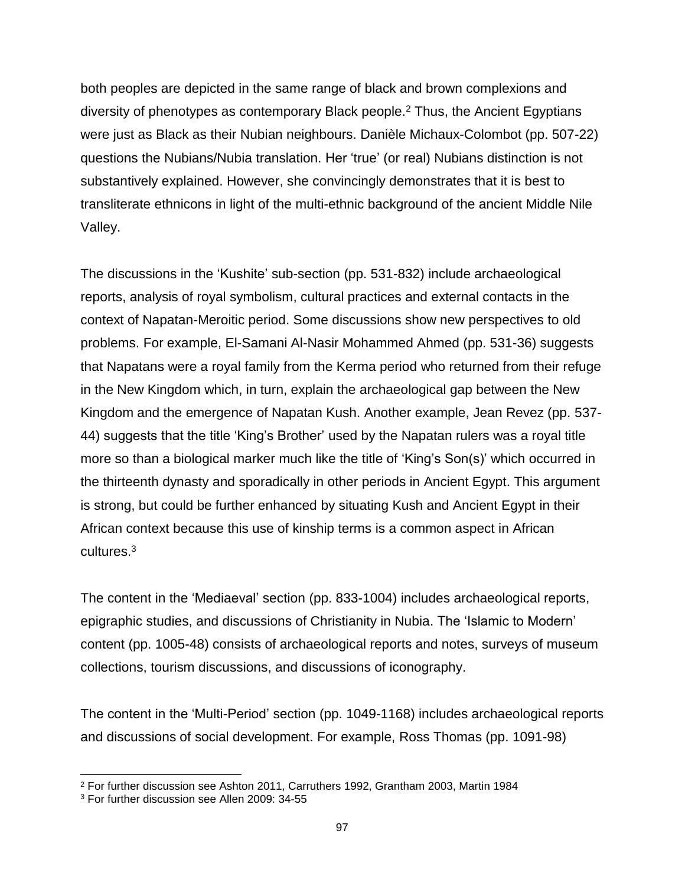both peoples are depicted in the same range of black and brown complexions and diversity of phenotypes as contemporary Black people.[2] Thus, the Ancient Egyptians were just as Black as their Nubian neighbours. Danièle Michaux-Colombot (pp. 507-22) questions the Nubians/Nubia translation. Her 'true' (or real) Nubians distinction is not substantively explained. However, she convincingly demonstrates that it is best to transliterate ethnicons in light of the multi-ethnic background of the ancient Middle Nile Valley.

The discussions in the 'Kushite' sub-section (pp. 531-832) include archaeological reports, analysis of royal symbolism, cultural practices and external contacts in the context of Napatan-Meroitic period. Some discussions show new perspectives to old problems. For example, El-Samani Al-Nasir Mohammed Ahmed (pp. 531-36) suggests that Napatans were a royal family from the Kerma period who returned from their refuge in the New Kingdom which, in turn, explain the archaeological gap between the New Kingdom and the emergence of Napatan Kush. Another example, Jean Revez (pp. 537-44) suggests that the title 'King's Brother' used by the Napatan rulers was a royal title more so than a biological marker much like the title of 'King's Son(s)' which occurred in the thirteenth dynasty and sporadically in other periods in Ancient Egypt. This argument is strong, but could be further enhanced by situating Kush and Ancient Egypt in their African context because this use of kinship terms is a common aspect in African cultures.[3]

The content in the 'Mediaeval' section (pp. 833-1004) includes archaeological reports, epigraphic studies, and discussions of Christianity in Nubia. The 'Islamic to Modern' content (pp. 1005-48) consists of archaeological reports and notes, surveys of museum collections, tourism discussions, and discussions of iconography.

The content in the 'Multi-Period' section (pp. 1049-1168) includes archaeological reports and discussions of social development. For example, Ross Thomas (pp. 1091-98)

[2] For further discussion see Ashton 2011, Carruthers 1992, Grantham 2003, Martin 1984

[3] For further discussion see Allen 2009: 34-55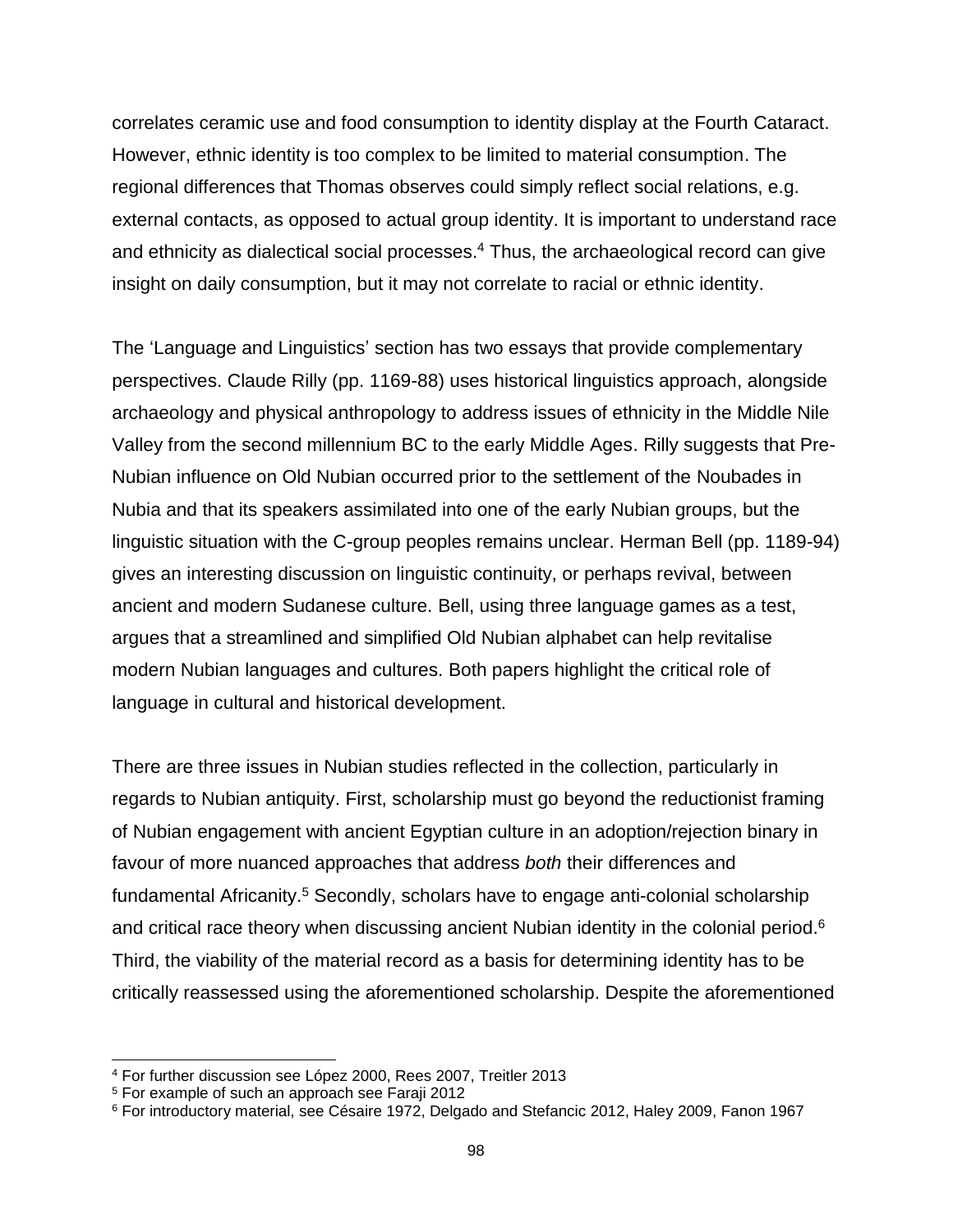correlates ceramic use and food consumption to identity display at the Fourth Cataract. However, ethnic identity is too complex to be limited to material consumption. The regional differences that Thomas observes could simply reflect social relations, e.g. external contacts, as opposed to actual group identity. It is important to understand race and ethnicity as dialectical social processes.[4] Thus, the archaeological record can give insight on daily consumption, but it may not correlate to racial or ethnic identity.

The 'Language and Linguistics' section has two essays that provide complementary perspectives. Claude Rilly (pp. 1169-88) uses historical linguistics approach, alongside archaeology and physical anthropology to address issues of ethnicity in the Middle Nile Valley from the second millennium BC to the early Middle Ages. Rilly suggests that Pre-Nubian influence on Old Nubian occurred prior to the settlement of the Noubades in Nubia and that its speakers assimilated into one of the early Nubian groups, but the linguistic situation with the C-group peoples remains unclear. Herman Bell (pp. 1189-94) gives an interesting discussion on linguistic continuity, or perhaps revival, between ancient and modern Sudanese culture. Bell, using three language games as a test, argues that a streamlined and simplified Old Nubian alphabet can help revitalise modern Nubian languages and cultures. Both papers highlight the critical role of language in cultural and historical development.

There are three issues in Nubian studies reflected in the collection, particularly in regards to Nubian antiquity. First, scholarship must go beyond the reductionist framing of Nubian engagement with ancient Egyptian culture in an adoption/rejection binary in favour of more nuanced approaches that address *both* their differences and fundamental Africanity.[5] Secondly, scholars have to engage anti-colonial scholarship and critical race theory when discussing ancient Nubian identity in the colonial period.[6] Third, the viability of the material record as a basis for determining identity has to be critically reassessed using the aforementioned scholarship. Despite the aforementioned

[4] For further discussion see López 2000, Rees 2007, Treitler 2013

[5] For example of such an approach see Faraji 2012

[6] For introductory material, see Césaire 1972, Delgado and Stefancic 2012, Haley 2009, Fanon 1967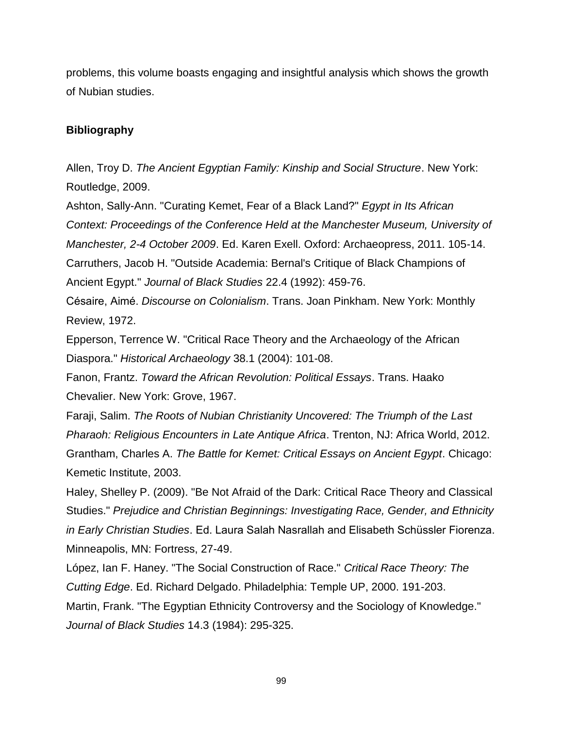problems, this volume boasts engaging and insightful analysis which shows the growth of Nubian studies.

**Bibliography**

Allen, Troy D. *The Ancient Egyptian Family: Kinship and Social Structure*. New York: Routledge, 2009.

Ashton, Sally-Ann. "Curating Kemet, Fear of a Black Land?" *Egypt in Its African Context: Proceedings of the Conference Held at the Manchester Museum, University of Manchester, 2-4 October 2009*. Ed. Karen Exell. Oxford: Archaeopress, 2011. 105-14.

Carruthers, Jacob H. "Outside Academia: Bernal's Critique of Black Champions of Ancient Egypt." *Journal of Black Studies* 22.4 (1992): 459-76.

Césaire, Aimé. *Discourse on Colonialism*. Trans. Joan Pinkham. New York: Monthly Review, 1972.

Epperson, Terrence W. "Critical Race Theory and the Archaeology of the African Diaspora." *Historical Archaeology* 38.1 (2004): 101-08.

Fanon, Frantz. *Toward the African Revolution: Political Essays*. Trans. Haako Chevalier. New York: Grove, 1967.

Faraji, Salim. *The Roots of Nubian Christianity Uncovered: The Triumph of the Last Pharaoh: Religious Encounters in Late Antique Africa*. Trenton, NJ: Africa World, 2012.

Grantham, Charles A. *The Battle for Kemet: Critical Essays on Ancient Egypt*. Chicago: Kemetic Institute, 2003.

Haley, Shelley P. (2009). "Be Not Afraid of the Dark: Critical Race Theory and Classical Studies." *Prejudice and Christian Beginnings: Investigating Race, Gender, and Ethnicity in Early Christian Studies*. Ed. Laura Salah Nasrallah and Elisabeth Schüssler Fiorenza. Minneapolis, MN: Fortress, 27-49.

López, Ian F. Haney. "The Social Construction of Race." *Critical Race Theory: The Cutting Edge*. Ed. Richard Delgado. Philadelphia: Temple UP, 2000. 191-203.

Martin, Frank. "The Egyptian Ethnicity Controversy and the Sociology of Knowledge." *Journal of Black Studies* 14.3 (1984): 295-325.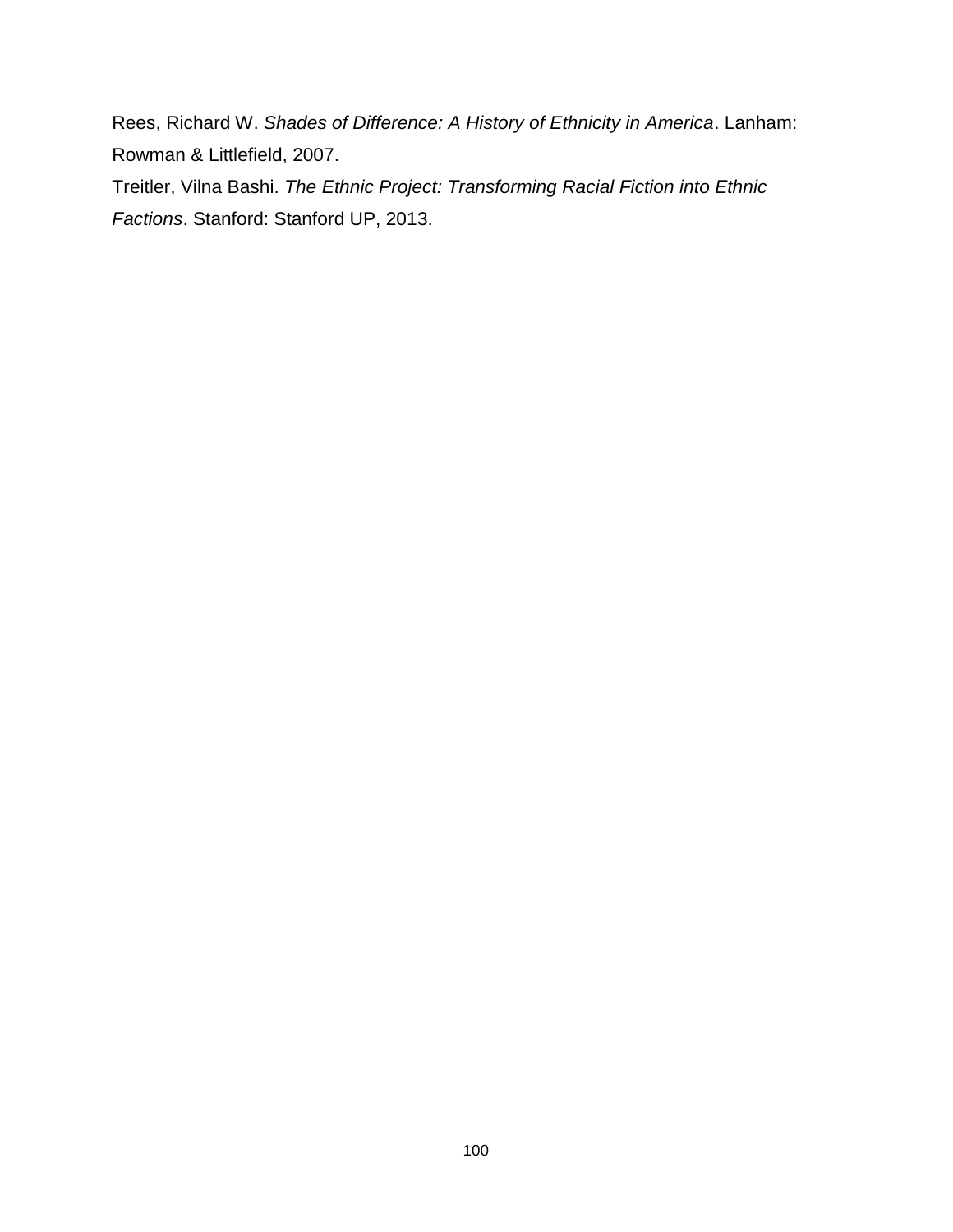Rees, Richard W. *Shades of Difference: A History of Ethnicity in America*. Lanham: Rowman & Littlefield, 2007.

Treitler, Vilna Bashi. *The Ethnic Project: Transforming Racial Fiction into Ethnic Factions*. Stanford: Stanford UP, 2013.